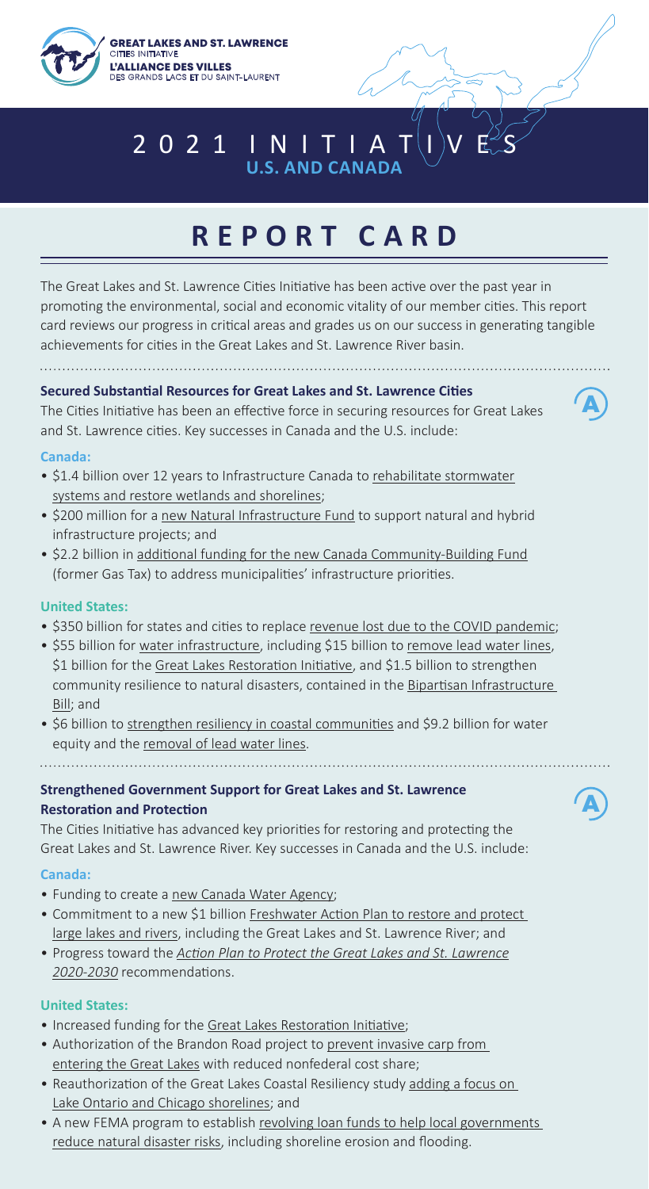GREAT LAKES AND ST. LAWRENCE CITIES INITIATIVE
L'ALLIANCE DES VILLES DES GRANDS LACS ET DU SAINT-LAURENT

# 2021 INITIATIVES
## U.S. AND CANADA

# REPORT CARD

The Great Lakes and St. Lawrence Cities Initiative has been active over the past year in promoting the environmental, social and economic vitality of our member cities. This report card reviews our progress in critical areas and grades us on our success in generating tangible achievements for cities in the Great Lakes and St. Lawrence River basin.

### Secured Substantial Resources for Great Lakes and St. Lawrence Cities

**A**

The Cities Initiative has been an effective force in securing resources for Great Lakes and St. Lawrence cities. Key successes in Canada and the U.S. include:

**Canada:**

- $1.4 billion over 12 years to Infrastructure Canada to rehabilitate stormwater systems and restore wetlands and shorelines;
- $200 million for a new Natural Infrastructure Fund to support natural and hybrid infrastructure projects; and
- $2.2 billion in additional funding for the new Canada Community-Building Fund (former Gas Tax) to address municipalities' infrastructure priorities.

**United States:**

- $350 billion for states and cities to replace revenue lost due to the COVID pandemic;
- $55 billion for water infrastructure, including $15 billion to remove lead water lines, $1 billion for the Great Lakes Restoration Initiative, and $1.5 billion to strengthen community resilience to natural disasters, contained in the Bipartisan Infrastructure Bill; and
- $6 billion to strengthen resiliency in coastal communities and $9.2 billion for water equity and the removal of lead water lines.

### Strengthened Government Support for Great Lakes and St. Lawrence Restoration and Protection

**A**

The Cities Initiative has advanced key priorities for restoring and protecting the Great Lakes and St. Lawrence River. Key successes in Canada and the U.S. include:

**Canada:**

- Funding to create a new Canada Water Agency;
- Commitment to a new $1 billion Freshwater Action Plan to restore and protect large lakes and rivers, including the Great Lakes and St. Lawrence River; and
- Progress toward the *Action Plan to Protect the Great Lakes and St. Lawrence 2020-2030* recommendations.

**United States:**

- Increased funding for the Great Lakes Restoration Initiative;
- Authorization of the Brandon Road project to prevent invasive carp from entering the Great Lakes with reduced nonfederal cost share;
- Reauthorization of the Great Lakes Coastal Resiliency study adding a focus on Lake Ontario and Chicago shorelines; and
- A new FEMA program to establish revolving loan funds to help local governments reduce natural disaster risks, including shoreline erosion and flooding.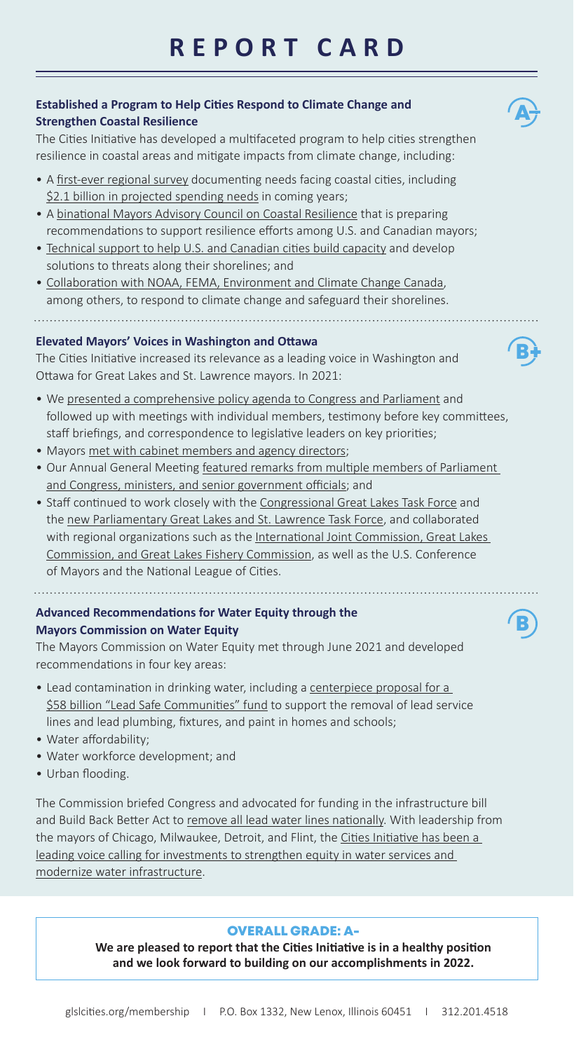# REPORT CARD

### Established a Program to Help Cities Respond to Climate Change and Strengthen Coastal Resilience

**A-**

The Cities Initiative has developed a multifaceted program to help cities strengthen resilience in coastal areas and mitigate impacts from climate change, including:

- A first-ever regional survey documenting needs facing coastal cities, including $2.1 billion in projected spending needs in coming years;
- A binational Mayors Advisory Council on Coastal Resilience that is preparing recommendations to support resilience efforts among U.S. and Canadian mayors;
- Technical support to help U.S. and Canadian cities build capacity and develop solutions to threats along their shorelines; and
- Collaboration with NOAA, FEMA, Environment and Climate Change Canada, among others, to respond to climate change and safeguard their shorelines.

### Elevated Mayors' Voices in Washington and Ottawa

**B+**

The Cities Initiative increased its relevance as a leading voice in Washington and Ottawa for Great Lakes and St. Lawrence mayors. In 2021:

- We presented a comprehensive policy agenda to Congress and Parliament and followed up with meetings with individual members, testimony before key committees, staff briefings, and correspondence to legislative leaders on key priorities;
- Mayors met with cabinet members and agency directors;
- Our Annual General Meeting featured remarks from multiple members of Parliament and Congress, ministers, and senior government officials; and
- Staff continued to work closely with the Congressional Great Lakes Task Force and the new Parliamentary Great Lakes and St. Lawrence Task Force, and collaborated with regional organizations such as the International Joint Commission, Great Lakes Commission, and Great Lakes Fishery Commission, as well as the U.S. Conference of Mayors and the National League of Cities.

### Advanced Recommendations for Water Equity through the Mayors Commission on Water Equity

**B**

The Mayors Commission on Water Equity met through June 2021 and developed recommendations in four key areas:

- Lead contamination in drinking water, including a centerpiece proposal for a $58 billion "Lead Safe Communities" fund to support the removal of lead service lines and lead plumbing, fixtures, and paint in homes and schools;
- Water affordability;
- Water workforce development; and
- Urban flooding.

The Commission briefed Congress and advocated for funding in the infrastructure bill and Build Back Better Act to remove all lead water lines nationally. With leadership from the mayors of Chicago, Milwaukee, Detroit, and Flint, the Cities Initiative has been a leading voice calling for investments to strengthen equity in water services and modernize infrastructure.

---

**OVERALL GRADE: A-**

**We are pleased to report that the Cities Initiative is in a healthy position and we look forward to building on our accomplishments in 2022.**

glslcities.org/membership | P.O. Box 1332, New Lenox, Illinois 60451 | 312.201.4518